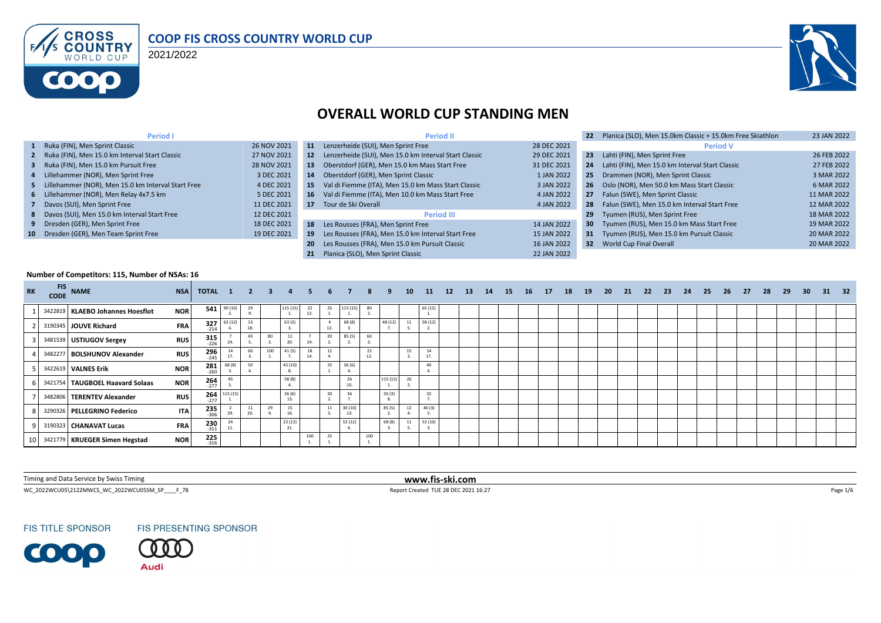# COOP FIS CROSS COUNTRY WORLD CUP

2021/2022

## OVERALL WORLD CUP STANDING MEN

| # | Event | Date |
|---|---|---|
| | **Period I** | |
| 1 | Ruka (FIN), Men Sprint Classic | 26 NOV 2021 |
| 2 | Ruka (FIN), Men 15.0 km Interval Start Classic | 27 NOV 2021 |
| 3 | Ruka (FIN), Men 15.0 km Pursuit Free | 28 NOV 2021 |
| 4 | Lillehammer (NOR), Men Sprint Free | 3 DEC 2021 |
| 5 | Lillehammer (NOR), Men 15.0 km Interval Start Free | 4 DEC 2021 |
| 6 | Lillehammer (NOR), Men Relay 4x7.5 km | 5 DEC 2021 |
| 7 | Davos (SUI), Men Sprint Free | 11 DEC 2021 |
| 8 | Davos (SUI), Men 15.0 km Interval Start Free | 12 DEC 2021 |
| 9 | Dresden (GER), Men Sprint Free | 18 DEC 2021 |
| 10 | Dresden (GER), Men Team Sprint Free | 19 DEC 2021 |
| | **Period II** | |
| 11 | Lenzerheide (SUI), Men Sprint Free | 28 DEC 2021 |
| 12 | Lenzerheide (SUI), Men 15.0 km Interval Start Classic | 29 DEC 2021 |
| 13 | Oberstdorf (GER), Men 15.0 km Mass Start Free | 31 DEC 2021 |
| 14 | Oberstdorf (GER), Men Sprint Classic | 1 JAN 2022 |
| 15 | Val di Fiemme (ITA), Men 15.0 km Mass Start Classic | 3 JAN 2022 |
| 16 | Val di Fiemme (ITA), Men 10.0 km Mass Start Free | 4 JAN 2022 |
| 17 | Tour de Ski Overall | 4 JAN 2022 |
| | **Period III** | |
| 18 | Les Rousses (FRA), Men Sprint Free | 14 JAN 2022 |
| 19 | Les Rousses (FRA), Men 15.0 km Interval Start Free | 15 JAN 2022 |
| 20 | Les Rousses (FRA), Men 15.0 km Pursuit Classic | 16 JAN 2022 |
| 21 | Planica (SLO), Men Sprint Classic | 22 JAN 2022 |
| 22 | Planica (SLO), Men 15.0km Classic + 15.0km Free Skiathlon | 23 JAN 2022 |
| | **Period V** | |
| 23 | Lahti (FIN), Men Sprint Free | 26 FEB 2022 |
| 24 | Lahti (FIN), Men 15.0 km Interval Start Classic | 27 FEB 2022 |
| 25 | Drammen (NOR), Men Sprint Classic | 3 MAR 2022 |
| 26 | Oslo (NOR), Men 50.0 km Mass Start Classic | 6 MAR 2022 |
| 27 | Falun (SWE), Men Sprint Classic | 11 MAR 2022 |
| 28 | Falun (SWE), Men 15.0 km Interval Start Free | 12 MAR 2022 |
| 29 | Tyumen (RUS), Men Sprint Free | 18 MAR 2022 |
| 30 | Tyumen (RUS), Men 15.0 km Mass Start Free | 19 MAR 2022 |
| 31 | Tyumen (RUS), Men 15.0 km Pursuit Classic | 20 MAR 2022 |
| 32 | World Cup Final Overall | 20 MAR 2022 |

**Number of Competitors: 115, Number of NSAs: 16**

| RK | FIS CODE | NAME | NSA | TOTAL | 1 | 2 | 3 | 4 | 5 | 6 | 7 | 8 | 9 | 10 | 11 | 12 | 13 | 14 | 15 | 16 | 17 | 18 | 19 | 20 | 21 | 22 | 23 | 24 | 25 | 26 | 27 | 28 | 29 | 30 | 31 | 32 |
|---|---|---|---|---|---|---|---|---|---|---|---|---|---|---|---|---|---|---|---|---|---|---|---|---|---|---|---|---|---|---|---|---|---|---|---|---|
| 1 | 3422819 | **KLAEBO Johannes Hoesflot** | NOR | 541 | 90 (10) 2. | 29 9. | | 115 (15) 1. | 22 12. | 25 1. | 115 (15) 1. | 80 2. | | | 65 (15) 1. | | | | | | | | | | | | | | | | | | | | | |
| 2 | 3190345 | **JOUVE Richard** | FRA | 327 -214 | 62 (12) 4. | 13 18. | | 63 (3) 3. | | 4 12. | 68 (8) 3. | | 48 (12) 7. | 11 5. | 58 (12) 2. | | | | | | | | | | | | | | | | | | | | | |
| 3 | 3481539 | **USTIUGOV Sergey** | RUS | 315 -226 | 7 24. | 45 5. | 80 2. | 11 20. | 7 24. | 20 2. | 85 (5) 2. | 60 3. | | | | | | | | | | | | | | | | | | | | | | | | |
| 4 | 3482277 | **BOLSHUNOV Alexander** | RUS | 296 -245 | 14 17. | 60 3. | 100 1. | 41 (5) 7. | 18 14. | 12 4. | | 22 12. | | 15 3. | 14 17. | | | | | | | | | | | | | | | | | | | | | |
| 5 | 3422619 | **VALNES Erik** | NOR | 281 -260 | 68 (8) 3. | 50 4. | | 42 (10) 8. | | 25 1. | 56 (6) 4. | | | | 40 4. | | | | | | | | | | | | | | | | | | | | | |
| 6 | 3421754 | **TAUGBOEL Haavard Solaas** | NOR | 264 -277 | 45 5. | | | 58 (8) 4. | | | 26 10. | | 115 (15) 1. | 20 2. | | | | | | | | | | | | | | | | | | | | | | |
| 7 | 3482806 | **TERENTEV Alexander** | RUS | 264 -277 | 115 (15) 1. | | | 26 (6) 13. | | 20 2. | 36 7. | | 35 (3) 8. | | 32 7. | | | | | | | | | | | | | | | | | | | | | |
| 8 | 3290326 | **PELLEGRINO Federico** | ITA | 235 -306 | 2 29. | 11 20. | 29 9. | 15 16. | | 11 5. | 30 (10) 13. | | 85 (5) 2. | 12 4. | 40 (3) 5. | | | | | | | | | | | | | | | | | | | | | |
| 9 | 3190323 | **CHANAVAT Lucas** | FRA | 230 -311 | 24 11. | | | 22 (12) 21. | | | 52 (12) 6. | | 68 (8) 3. | 11 5. | 53 (10) 3. | | | | | | | | | | | | | | | | | | | | | |
| 10 | 3421779 | **KRUEGER Simen Hegstad** | NOR | 225 -316 | | | | | 100 1. | 25 1. | | 100 1. | | | | | | | | | | | | | | | | | | | | | | | | |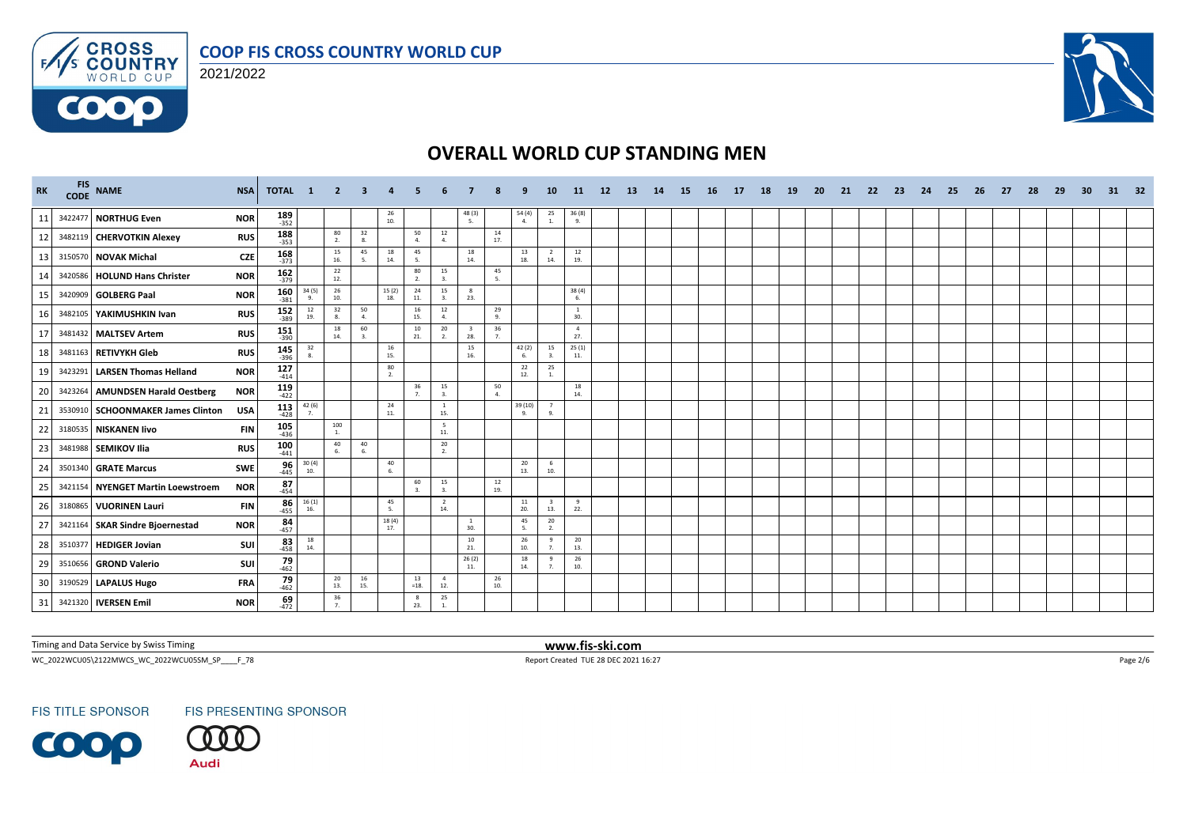# OVERALL WORLD CUP STANDING MEN

| RK | FIS CODE | NAME | NSA | TOTAL | 1 | 2 | 3 | 4 | 5 | 6 | 7 | 8 | 9 | 10 | 11 | 12 | 13 | 14 | 15 | 16 | 17 | 18 | 19 | 20 | 21 | 22 | 23 | 24 | 25 | 26 | 27 | 28 | 29 | 30 | 31 | 32 |
|---|---|---|---|---|---|---|---|---|---|---|---|---|---|---|---|---|---|---|---|---|---|---|---|---|---|---|---|---|---|---|---|---|---|---|---|---|
| 11 | 3422477 | NORTHUG Even | NOR | 189 -352 | | | | 26 10. | | | 48 (3) 5. | | 54 (4) 4. | 25 1. | 36 (8) 9. | | | | | | | | | | | | | | | | | | | | | |
| 12 | 3482119 | CHERVOTKIN Alexey | RUS | 188 -353 | | 80 2. | 32 8. | | 50 4. | 12 4. | | 14 17. | | | | | | | | | | | | | | | | | | | | | | | | |
| 13 | 3150570 | NOVAK Michal | CZE | 168 -373 | | 15 16. | 45 5. | 18 14. | 45 5. | | 18 14. | | 13 18. | 2 14. | 12 19. | | | | | | | | | | | | | | | | | | | | | |
| 14 | 3420586 | HOLUND Hans Christer | NOR | 162 -379 | | 22 12. | | | 80 2. | 15 3. | | 45 5. | | | | | | | | | | | | | | | | | | | | | | | | |
| 15 | 3420909 | GOLBERG Paal | NOR | 160 -381 | 34 (5) 9. | 26 10. | | 15 (2) 18. | 24 11. | 15 3. | 8 23. | | | | 38 (4) 6. | | | | | | | | | | | | | | | | | | | | | |
| 16 | 3482105 | YAKIMUSHKIN Ivan | RUS | 152 -389 | 12 19. | 32 8. | 50 4. | | 16 15. | 12 4. | | 29 9. | | | 1 30. | | | | | | | | | | | | | | | | | | | | | |
| 17 | 3481432 | MALTSEV Artem | RUS | 151 -390 | | 18 14. | 60 3. | | 10 21. | 20 2. | 3 28. | 36 7. | | | 4 27. | | | | | | | | | | | | | | | | | | | | | |
| 18 | 3481163 | RETIVYKH Gleb | RUS | 145 -396 | 32 8. | | | 16 15. | | | 15 16. | | 42 (2) 6. | 15 3. | 25 (1) 11. | | | | | | | | | | | | | | | | | | | | | |
| 19 | 3423291 | LARSEN Thomas Helland | NOR | 127 -414 | | | | 80 2. | | | | | 22 12. | 25 1. | | | | | | | | | | | | | | | | | | | | | | |
| 20 | 3423264 | AMUNDSEN Harald Oestberg | NOR | 119 -422 | | | | | 36 7. | 15 3. | | 50 4. | | | 18 14. | | | | | | | | | | | | | | | | | | | | | |
| 21 | 3530910 | SCHOONMAKER James Clinton | USA | 113 -428 | 42 (6) 7. | | | 24 11. | | 1 15. | | | 39 (10) 9. | 7 9. | | | | | | | | | | | | | | | | | | | | | | |
| 22 | 3180535 | NISKANEN Iivo | FIN | 105 -436 | | 100 1. | | | | 5 11. | | | | | | | | | | | | | | | | | | | | | | | | | | |
| 23 | 3481988 | SEMIKOV Ilia | RUS | 100 -441 | | 40 6. | 40 6. | | | 20 2. | | | | | | | | | | | | | | | | | | | | | | | | | | |
| 24 | 3501340 | GRATE Marcus | SWE | 96 -445 | 30 (4) 10. | | | 40 6. | | | | | 20 13. | 6 10. | | | | | | | | | | | | | | | | | | | | | | |
| 25 | 3421154 | NYENGET Martin Loewstroem | NOR | 87 -454 | | | | | 60 3. | 15 3. | | 12 19. | | | | | | | | | | | | | | | | | | | | | | | | |
| 26 | 3180865 | VUORINEN Lauri | FIN | 86 -455 | 16 (1) 16. | | | 45 5. | | 2 14. | | | 11 20. | 3 13. | 9 22. | | | | | | | | | | | | | | | | | | | | | |
| 27 | 3421164 | SKAR Sindre Bjoernestad | NOR | 84 -457 | | | | 18 (4) 17. | | | 1 30. | | 45 5. | 20 2. | | | | | | | | | | | | | | | | | | | | | | |
| 28 | 3510377 | HEDIGER Jovian | SUI | 83 -458 | 18 14. | | | | | | 10 21. | | 26 10. | 9 7. | 20 13. | | | | | | | | | | | | | | | | | | | | | |
| 29 | 3510656 | GROND Valerio | SUI | 79 -462 | | | | | | | 26 (2) 11. | | 18 14. | 9 7. | 26 10. | | | | | | | | | | | | | | | | | | | | | |
| 30 | 3190529 | LAPALUS Hugo | FRA | 79 -462 | | 20 13. | 16 15. | | 13 =18. | 4 12. | | 26 10. | | | | | | | | | | | | | | | | | | | | | | | | |
| 31 | 3421320 | IVERSEN Emil | NOR | 69 -472 | | 36 7. | | | 8 23. | 25 1. | | | | | | | | | | | | | | | | | | | | | | | | | | |

Timing and Data Service by Swiss Timing

www.fis-ski.com

WC_2022WCU05\2122MWCS_WC_2022WCU05SM_SP____F_78

Report Created TUE 28 DEC 2021 16:27

FIS TITLE SPONSOR

FIS PRESENTING SPONSOR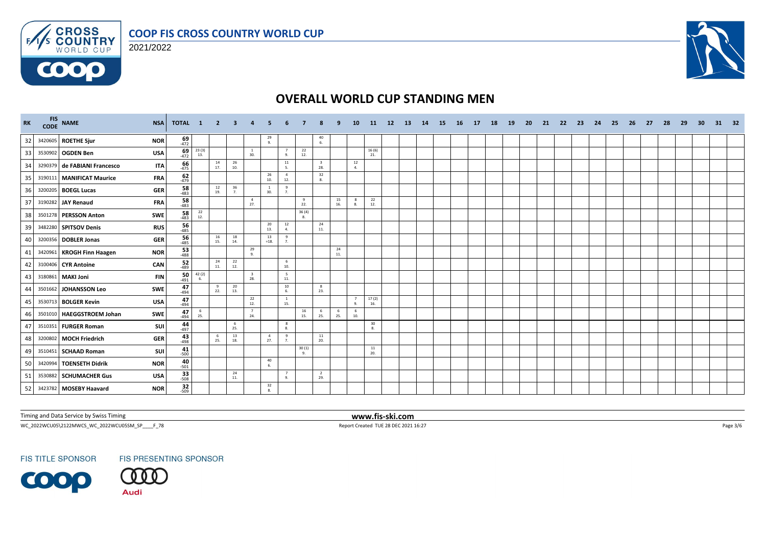# COOP FIS CROSS COUNTRY WORLD CUP

2021/2022

## OVERALL WORLD CUP STANDING MEN

| RK | FIS CODE | NAME | NSA | TOTAL | 1 | 2 | 3 | 4 | 5 | 6 | 7 | 8 | 9 | 10 | 11 | 12 | 13 | 14 | 15 | 16 | 17 | 18 | 19 | 20 | 21 | 22 | 23 | 24 | 25 | 26 | 27 | 28 | 29 | 30 | 31 | 32 |
|---|---|---|---|---|---|---|---|---|---|---|---|---|---|---|---|---|---|---|---|---|---|---|---|---|---|---|---|---|---|---|---|---|---|---|---|---|
| 32 | 3420605 | ROETHE Sjur | NOR | 69 -472 | | | | | 29 9. | | | 40 6. | | | | | | | | | | | | | | | | | | | | | | | | |
| 33 | 3530902 | OGDEN Ben | USA | 69 -472 | 23 (3) 13. | | | 1 30. | | 7 9. | 22 12. | | | | 16 (6) 21. | | | | | | | | | | | | | | | | | | | | | |
| 34 | 3290379 | de FABIANI Francesco | ITA | 66 -475 | | 14 17. | 26 10. | | | 11 5. | | 3 28. | | 12 4. | | | | | | | | | | | | | | | | | | | | | | |
| 35 | 3190111 | MANIFICAT Maurice | FRA | 62 -479 | | | | | 26 10. | 4 12. | | 32 8. | | | | | | | | | | | | | | | | | | | | | | | | |
| 36 | 3200205 | BOEGL Lucas | GER | 58 -483 | | 12 19. | 36 7. | | 1 30. | 9 7. | | | | | | | | | | | | | | | | | | | | | | | | | | |
| 37 | 3190282 | JAY Renaud | FRA | 58 -483 | | | | 4 27. | | | 9 22. | | 15 16. | 8 8. | 22 12. | | | | | | | | | | | | | | | | | | | | | |
| 38 | 3501278 | PERSSON Anton | SWE | 58 -483 | 22 12. | | | | | | 36 (4) 8. | | | | | | | | | | | | | | | | | | | | | | | | | |
| 39 | 3482280 | SPITSOV Denis | RUS | 56 -485 | | | | | 20 13. | 12 4. | | 24 11. | | | | | | | | | | | | | | | | | | | | | | | | |
| 40 | 3200356 | DOBLER Jonas | GER | 56 -485 | | 16 15. | 18 14. | | 13 =18. | 9 7. | | | | | | | | | | | | | | | | | | | | | | | | | | |
| 41 | 3420961 | KROGH Finn Haagen | NOR | 53 -488 | | | | 29 9. | | | | | 24 11. | | | | | | | | | | | | | | | | | | | | | | | |
| 42 | 3100406 | CYR Antoine | CAN | 52 -489 | | 24 11. | 22 12. | | | 6 10. | | | | | | | | | | | | | | | | | | | | | | | | | | |
| 43 | 3180861 | MAKI Joni | FIN | 50 -491 | 42 (2) 6. | | | 3 28. | | 5 11. | | | | | | | | | | | | | | | | | | | | | | | | | | |
| 44 | 3501662 | JOHANSSON Leo | SWE | 47 -494 | | 9 22. | 20 13. | | | 10 6. | | 8 23. | | | | | | | | | | | | | | | | | | | | | | | | |
| 45 | 3530713 | BOLGER Kevin | USA | 47 -494 | | | | 22 12. | | 1 15. | | | | 7 9. | 17 (2) 16. | | | | | | | | | | | | | | | | | | | | | |
| 46 | 3501010 | HAEGGSTROEM Johan | SWE | 47 -494 | 6 25. | | | 7 24. | | | 16 15. | 6 25. | 6 25. | 6 10. | | | | | | | | | | | | | | | | | | | | | | |
| 47 | 3510351 | FURGER Roman | SUI | 44 -497 | | | 6 25. | | | 8 8. | | | | | 30 8. | | | | | | | | | | | | | | | | | | | | | |
| 48 | 3200802 | MOCH Friedrich | GER | 43 -498 | | 6 25. | 13 18. | | 4 27. | 9 7. | | 11 20. | | | | | | | | | | | | | | | | | | | | | | | | |
| 49 | 3510451 | SCHAAD Roman | SUI | 41 -500 | | | | | | | 30 (1) 9. | | | | 11 20. | | | | | | | | | | | | | | | | | | | | | |
| 50 | 3420994 | TOENSETH Didrik | NOR | 40 -501 | | | | | 40 6. | | | | | | | | | | | | | | | | | | | | | | | | | | | |
| 51 | 3530882 | SCHUMACHER Gus | USA | 33 -508 | | | 24 11. | | | 7 9. | | 2 29. | | | | | | | | | | | | | | | | | | | | | | | | |
| 52 | 3423782 | MOSEBY Haavard | NOR | 32 -509 | | | | | 32 8. | | | | | | | | | | | | | | | | | | | | | | | | | | | |

Timing and Data Service by Swiss Timing

www.fis-ski.com

WC_2022WCU05\2122MWCS_WC_2022WCU05SM_SP____F_78

Report Created TUE 28 DEC 2021 16:27

FIS TITLE SPONSOR

FIS PRESENTING SPONSOR

Audi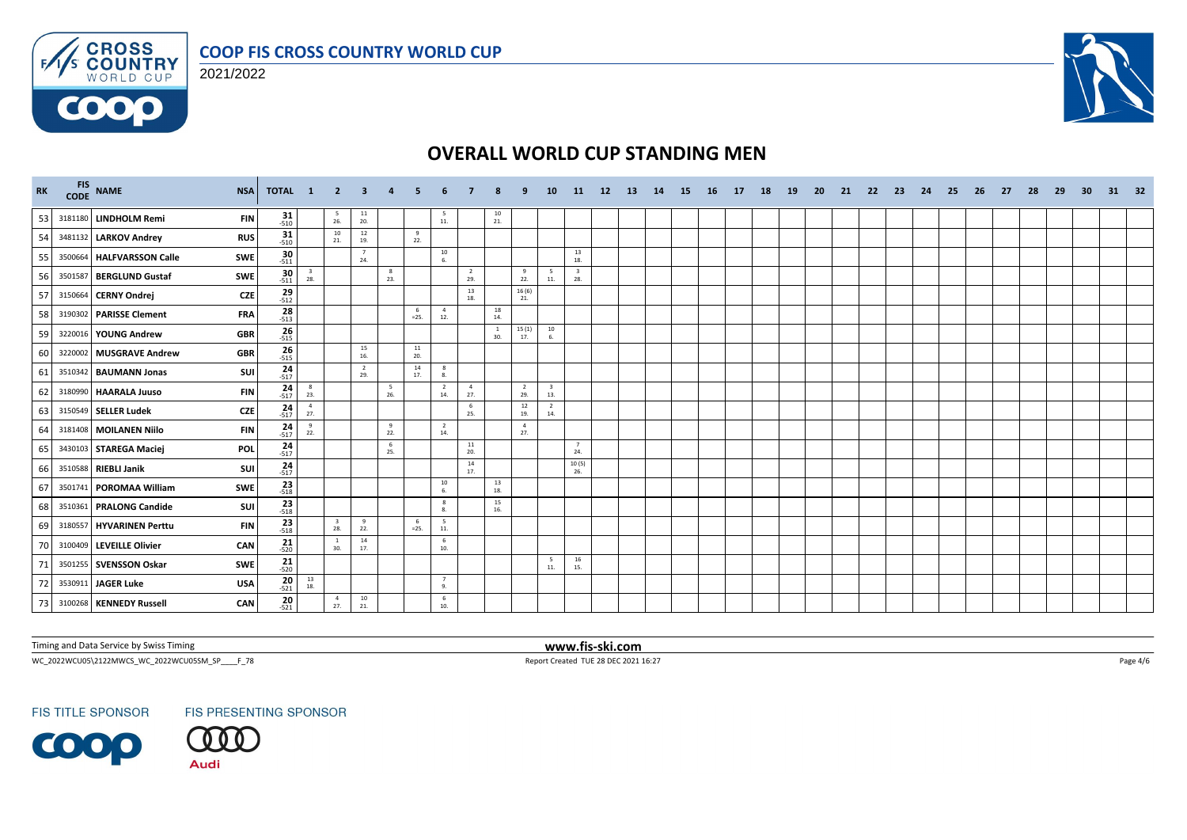# OVERALL WORLD CUP STANDING MEN

COOP FIS CROSS COUNTRY WORLD CUP

2021/2022

| RK | FIS CODE | NAME | NSA | TOTAL | 1 | 2 | 3 | 4 | 5 | 6 | 7 | 8 | 9 | 10 | 11 | 12 | 13 | 14 | 15 | 16 | 17 | 18 | 19 | 20 | 21 | 22 | 23 | 24 | 25 | 26 | 27 | 28 | 29 | 30 | 31 | 32 |
|---|---|---|---|---|---|---|---|---|---|---|---|---|---|---|---|---|---|---|---|---|---|---|---|---|---|---|---|---|---|---|---|---|---|---|---|---|
| 53 | 3181180 | LINDHOLM Remi | FIN | 31 -510 | | 5 26. | 11 20. | | | 5 11. | | 10 21. | | | | | | | | | | | | | | | | | | | | | | | | |
| 54 | 3481132 | LARKOV Andrey | RUS | 31 -510 | | 10 21. | 12 19. | | 9 22. | | | | | | | | | | | | | | | | | | | | | | | | | | | |
| 55 | 3500664 | HALFVARSSON Calle | SWE | 30 -511 | | | 7 24. | | | 10 6. | | | | | 13 18. | | | | | | | | | | | | | | | | | | | | | |
| 56 | 3501587 | BERGLUND Gustaf | SWE | 30 -511 | 3 28. | | | 8 23. | | | 2 29. | | 9 22. | 5 11. | 3 28. | | | | | | | | | | | | | | | | | | | | | |
| 57 | 3150664 | CERNY Ondrej | CZE | 29 -512 | | | | | | | 13 18. | | 16 (6) 21. | | | | | | | | | | | | | | | | | | | | | | | |
| 58 | 3190302 | PARISSE Clement | FRA | 28 -513 | | | | | 6 =25. | 4 12. | | 18 14. | | | | | | | | | | | | | | | | | | | | | | | | |
| 59 | 3220016 | YOUNG Andrew | GBR | 26 -515 | | | | | | | | 1 30. | 15 (1) 17. | 10 6. | | | | | | | | | | | | | | | | | | | | | | |
| 60 | 3220002 | MUSGRAVE Andrew | GBR | 26 -515 | | | 15 16. | | 11 20. | | | | | | | | | | | | | | | | | | | | | | | | | | | |
| 61 | 3510342 | BAUMANN Jonas | SUI | 24 -517 | | | 2 29. | | 14 17. | 8 8. | | | | | | | | | | | | | | | | | | | | | | | | | | |
| 62 | 3180990 | HAARALA Juuso | FIN | 24 -517 | 8 23. | | | 5 26. | | 2 14. | 4 27. | | 2 29. | 3 13. | | | | | | | | | | | | | | | | | | | | | | |
| 63 | 3150549 | SELLER Ludek | CZE | 24 -517 | 4 27. | | | | | | 6 25. | | 12 19. | 2 14. | | | | | | | | | | | | | | | | | | | | | | |
| 64 | 3181408 | MOILANEN Niilo | FIN | 24 -517 | 9 22. | | | 9 22. | | 2 14. | | | 4 27. | | | | | | | | | | | | | | | | | | | | | | | |
| 65 | 3430103 | STAREGA Maciej | POL | 24 -517 | | | | 6 25. | | | 11 20. | | | | 7 24. | | | | | | | | | | | | | | | | | | | | | |
| 66 | 3510588 | RIEBLI Janik | SUI | 24 -517 | | | | | | | 14 17. | | | | 10 (5) 26. | | | | | | | | | | | | | | | | | | | | | |
| 67 | 3501741 | POROMAA William | SWE | 23 -518 | | | | | | 10 6. | | 13 18. | | | | | | | | | | | | | | | | | | | | | | | | |
| 68 | 3510361 | PRALONG Candide | SUI | 23 -518 | | | | | | 8 8. | | 15 16. | | | | | | | | | | | | | | | | | | | | | | | | |
| 69 | 3180557 | HYVARINEN Perttu | FIN | 23 -518 | | 3 28. | 9 22. | | 6 =25. | 5 11. | | | | | | | | | | | | | | | | | | | | | | | | | | |
| 70 | 3100409 | LEVEILLE Olivier | CAN | 21 -520 | | 1 30. | 14 17. | | | 6 10. | | | | | | | | | | | | | | | | | | | | | | | | | | |
| 71 | 3501255 | SVENSSON Oskar | SWE | 21 -520 | | | | | | | | | | 5 11. | 16 15. | | | | | | | | | | | | | | | | | | | | | |
| 72 | 3530911 | JAGER Luke | USA | 20 -521 | 13 18. | | | | | 7 9. | | | | | | | | | | | | | | | | | | | | | | | | | | |
| 73 | 3100268 | KENNEDY Russell | CAN | 20 -521 | | 4 27. | 10 21. | | | 6 10. | | | | | | | | | | | | | | | | | | | | | | | | | | |

Timing and Data Service by Swiss Timing

www.fis-ski.com

WC_2022WCU05\2122MWCS_WC_2022WCU05SM_SP____F_78

Report Created TUE 28 DEC 2021 16:27

FIS TITLE SPONSOR

FIS PRESENTING SPONSOR

Audi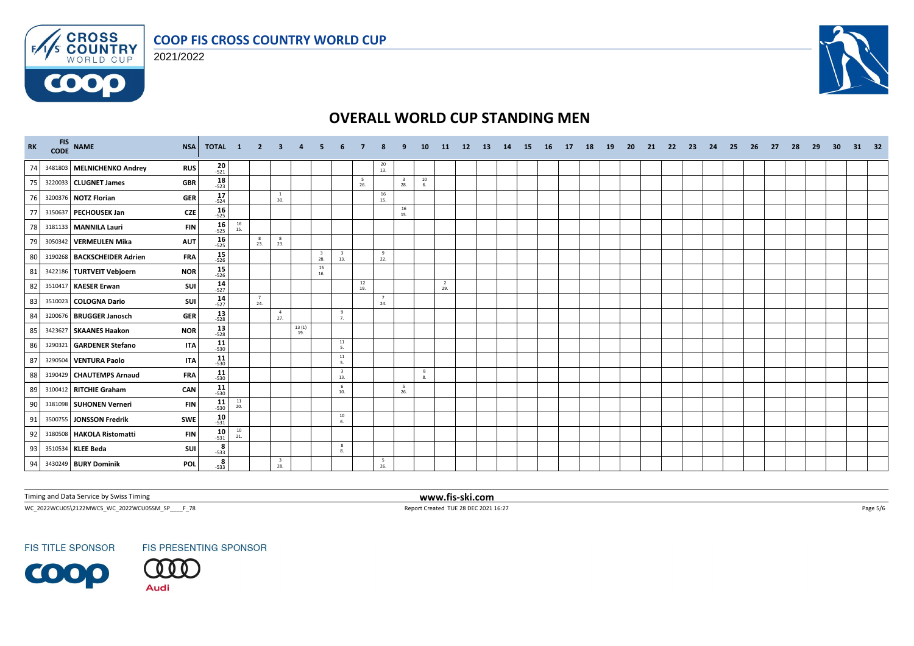# COOP FIS CROSS COUNTRY WORLD CUP

2021/2022

## OVERALL WORLD CUP STANDING MEN

| RK | FIS CODE | NAME | NSA | TOTAL | 1 | 2 | 3 | 4 | 5 | 6 | 7 | 8 | 9 | 10 | 11 | 12 | 13 | 14 | 15 | 16 | 17 | 18 | 19 | 20 | 21 | 22 | 23 | 24 | 25 | 26 | 27 | 28 | 29 | 30 | 31 | 32 |
|---|---|---|---|---|---|---|---|---|---|---|---|---|---|---|---|---|---|---|---|---|---|---|---|---|---|---|---|---|---|---|---|---|---|---|---|---|
| 74 | 3481803 | MELNICHENKO Andrey | RUS | 20 -521 | | | | | | | | 20 13. | | | | | | | | | | | | | | | | | | | | | | | | |
| 75 | 3220033 | CLUGNET James | GBR | 18 -523 | | | | | | | 5 26. | | 3 28. | 10 6. | | | | | | | | | | | | | | | | | | | | | | |
| 76 | 3200376 | NOTZ Florian | GER | 17 -524 | | | 1 30. | | | | | 16 15. | | | | | | | | | | | | | | | | | | | | | | | | |
| 77 | 3150637 | PECHOUSEK Jan | CZE | 16 -525 | | | | | | | | | 16 15. | | | | | | | | | | | | | | | | | | | | | | | |
| 78 | 3181133 | MANNILA Lauri | FIN | 16 -525 | 16 15. | | | | | | | | | | | | | | | | | | | | | | | | | | | | | | | |
| 79 | 3050342 | VERMEULEN Mika | AUT | 16 -525 | | 8 23. | 8 23. | | | | | | | | | | | | | | | | | | | | | | | | | | | | | |
| 80 | 3190268 | BACKSCHEIDER Adrien | FRA | 15 -526 | | | | | 3 28. | 3 13. | | 9 22. | | | | | | | | | | | | | | | | | | | | | | | | |
| 81 | 3422186 | TURTVEIT Vebjoern | NOR | 15 -526 | | | | | 15 16. | | | | | | | | | | | | | | | | | | | | | | | | | | | |
| 82 | 3510417 | KAESER Erwan | SUI | 14 -527 | | | | | | | 12 19. | | | | 2 29. | | | | | | | | | | | | | | | | | | | | | |
| 83 | 3510023 | COLOGNA Dario | SUI | 14 -527 | | 7 24. | | | | | | 7 24. | | | | | | | | | | | | | | | | | | | | | | | | |
| 84 | 3200676 | BRUGGER Janosch | GER | 13 -528 | | | 4 27. | | | 9 7. | | | | | | | | | | | | | | | | | | | | | | | | | | |
| 85 | 3423627 | SKAANES Haakon | NOR | 13 -528 | | | | 13 (1) 19. | | | | | | | | | | | | | | | | | | | | | | | | | | | | |
| 86 | 3290321 | GARDENER Stefano | ITA | 11 -530 | | | | | | 11 5. | | | | | | | | | | | | | | | | | | | | | | | | | | |
| 87 | 3290504 | VENTURA Paolo | ITA | 11 -530 | | | | | | 11 5. | | | | | | | | | | | | | | | | | | | | | | | | | | |
| 88 | 3190429 | CHAUTEMPS Arnaud | FRA | 11 -530 | | | | | | 3 13. | | | | 8 8. | | | | | | | | | | | | | | | | | | | | | | |
| 89 | 3100412 | RITCHIE Graham | CAN | 11 -530 | | | | | | 6 10. | | | 5 26. | | | | | | | | | | | | | | | | | | | | | | | |
| 90 | 3181098 | SUHONEN Verneri | FIN | 11 -530 | 11 20. | | | | | | | | | | | | | | | | | | | | | | | | | | | | | | | |
| 91 | 3500755 | JONSSON Fredrik | SWE | 10 -531 | | | | | | 10 6. | | | | | | | | | | | | | | | | | | | | | | | | | | |
| 92 | 3180508 | HAKOLA Ristomatti | FIN | 10 -531 | 10 21. | | | | | | | | | | | | | | | | | | | | | | | | | | | | | | | |
| 93 | 3510534 | KLEE Beda | SUI | 8 -533 | | | | | | 8 8. | | | | | | | | | | | | | | | | | | | | | | | | | | |
| 94 | 3430249 | BURY Dominik | POL | 8 -533 | | | 3 28. | | | | | 5 26. | | | | | | | | | | | | | | | | | | | | | | | | |

Timing and Data Service by Swiss Timing

WC_2022WCU05\2122MWCS_WC_2022WCU05SM_SP____F_78

www.fis-ski.com

Report Created TUE 28 DEC 2021 16:27

FIS TITLE SPONSOR FIS PRESENTING SPONSOR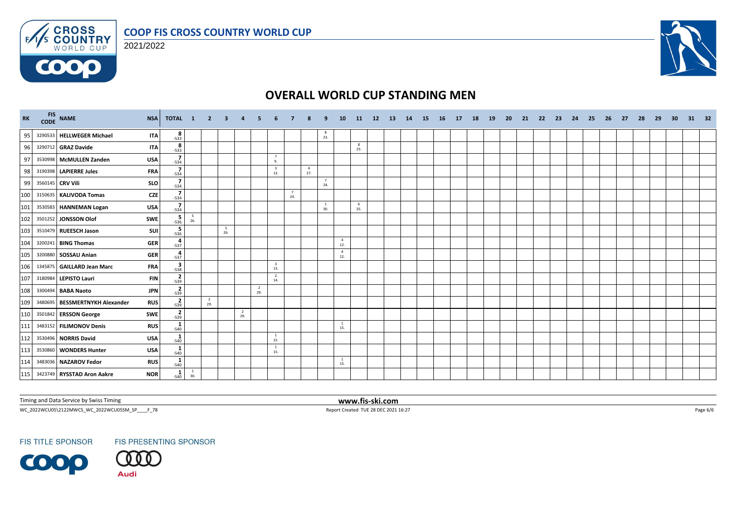# COOP FIS CROSS COUNTRY WORLD CUP

2021/2022

## OVERALL WORLD CUP STANDING MEN

| RK | FIS CODE | NAME | NSA | TOTAL | 1 | 2 | 3 | 4 | 5 | 6 | 7 | 8 | 9 | 10 | 11 | 12 | 13 | 14 | 15 | 16 | 17 | 18 | 19 | 20 | 21 | 22 | 23 | 24 | 25 | 26 | 27 | 28 | 29 | 30 | 31 | 32 |
|---|---|---|---|---|---|---|---|---|---|---|---|---|---|---|---|---|---|---|---|---|---|---|---|---|---|---|---|---|---|---|---|---|---|---|---|---|
| 95 | 3290533 | **HELLWEGER Michael** | ITA | 8 -533 | | | | | | | | | 8 23. | | | | | | | | | | | | | | | | | | | | | | | |
| 96 | 3290712 | **GRAZ Davide** | ITA | 8 -533 | | | | | | | | | | | 8 23. | | | | | | | | | | | | | | | | | | | | | |
| 97 | 3530998 | **McMULLEN Zanden** | USA | 7 -534 | | | | | | 7 9. | | | | | | | | | | | | | | | | | | | | | | | | | | |
| 98 | 3190398 | **LAPIERRE Jules** | FRA | 7 -534 | | | | | | 3 13. | | 4 27. | | | | | | | | | | | | | | | | | | | | | | | | |
| 99 | 3560145 | **CRV Vili** | SLO | 7 -534 | | | | | | | | | 7 24. | | | | | | | | | | | | | | | | | | | | | | | |
| 100 | 3150635 | **KALIVODA Tomas** | CZE | 7 -534 | | | | | | | 7 24. | | | | | | | | | | | | | | | | | | | | | | | | | |
| 101 | 3530583 | **HANNEMAN Logan** | USA | 7 -534 | | | | | | | | | 1 30. | | 6 25. | | | | | | | | | | | | | | | | | | | | | |
| 102 | 3501252 | **JONSSON Olof** | SWE | 5 -536 | 5 26. | | | | | | | | | | | | | | | | | | | | | | | | | | | | | | | |
| 103 | 3510479 | **RUEESCH Jason** | SUI | 5 -536 | | | 5 26. | | | | | | | | | | | | | | | | | | | | | | | | | | | | | |
| 104 | 3200241 | **BING Thomas** | GER | 4 -537 | | | | | | | | | | 4 12. | | | | | | | | | | | | | | | | | | | | | | |
| 105 | 3200880 | **SOSSAU Anian** | GER | 4 -537 | | | | | | | | | | 4 12. | | | | | | | | | | | | | | | | | | | | | | |
| 106 | 1345875 | **GAILLARD Jean Marc** | FRA | 3 -538 | | | | | | 3 13. | | | | | | | | | | | | | | | | | | | | | | | | | | |
| 107 | 3180984 | **LEPISTO Lauri** | FIN | 2 -539 | | | | | | 2 14. | | | | | | | | | | | | | | | | | | | | | | | | | | |
| 108 | 3300494 | **BABA Naoto** | JPN | 2 -539 | | | | | 2 29. | | | | | | | | | | | | | | | | | | | | | | | | | | | |
| 109 | 3480695 | **BESSMERTNYKH Alexander** | RUS | 2 -539 | | 2 29. | | | | | | | | | | | | | | | | | | | | | | | | | | | | | | |
| 110 | 3501842 | **ERSSON George** | SWE | 2 -539 | | | | 2 29. | | | | | | | | | | | | | | | | | | | | | | | | | | | | |
| 111 | 3483152 | **FILIMONOV Denis** | RUS | 1 -540 | | | | | | | | | | 1 15. | | | | | | | | | | | | | | | | | | | | | | |
| 112 | 3530496 | **NORRIS David** | USA | 1 -540 | | | | | | 1 15. | | | | | | | | | | | | | | | | | | | | | | | | | | |
| 113 | 3530860 | **WONDERS Hunter** | USA | 1 -540 | | | | | | 1 15. | | | | | | | | | | | | | | | | | | | | | | | | | | |
| 114 | 3483036 | **NAZAROV Fedor** | RUS | 1 -540 | | | | | | | | | | 1 15. | | | | | | | | | | | | | | | | | | | | | | |
| 115 | 3423749 | **RYSSTAD Aron Aakre** | NOR | 1 -540 | 1 30. | | | | | | | | | | | | | | | | | | | | | | | | | | | | | | | |

Timing and Data Service by Swiss Timing

www.fis-ski.com

WC_2022WCU05\2122MWCS_WC_2022WCU05SM_SP____F_78

Report Created TUE 28 DEC 2021 16:27

FIS TITLE SPONSOR

FIS PRESENTING SPONSOR